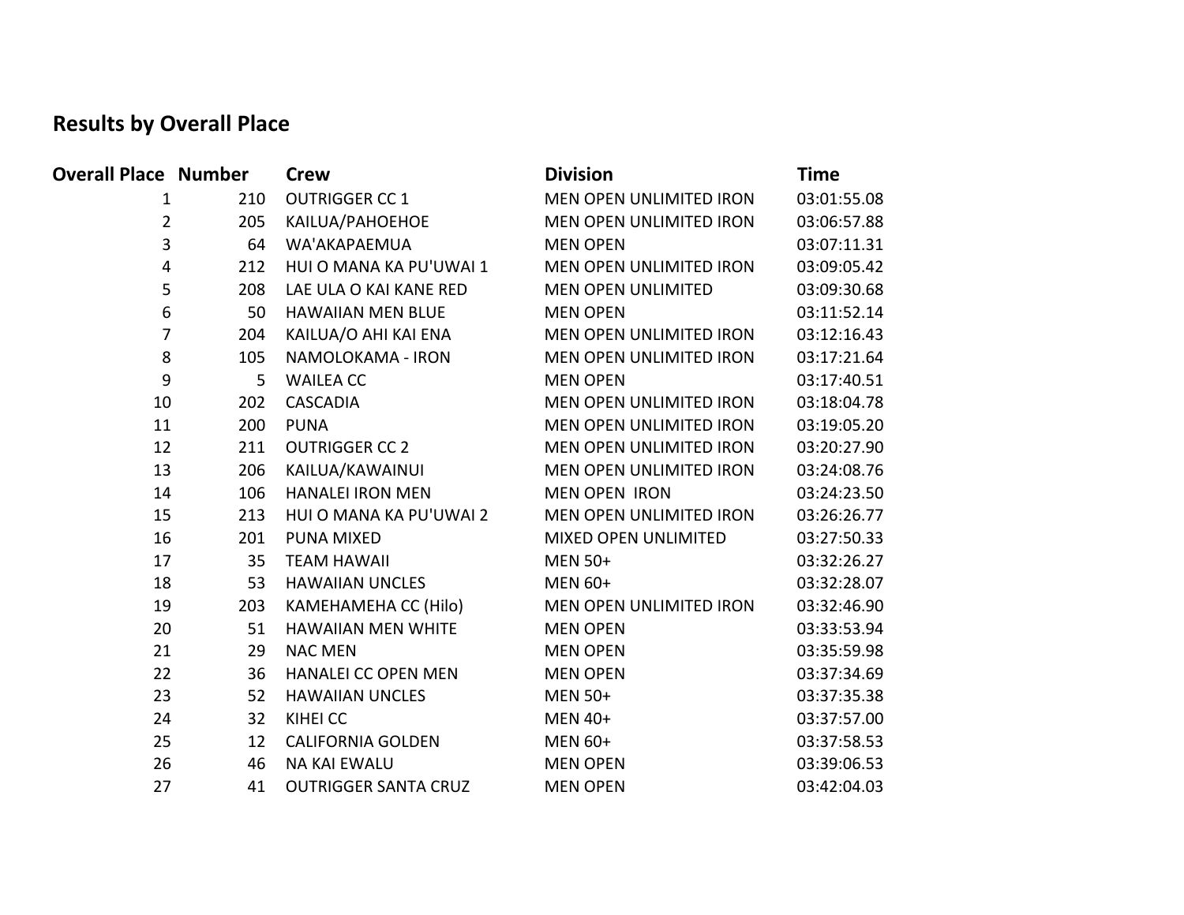## Results by Overall Place

| Overall Place | Number | Crew | Division | Time |
|---|---|---|---|---|
| 1 | 210 | OUTRIGGER CC 1 | MEN OPEN UNLIMITED IRON | 03:01:55.08 |
| 2 | 205 | KAILUA/PAHOEHOE | MEN OPEN UNLIMITED IRON | 03:06:57.88 |
| 3 | 64 | WA'AKAPAEMUA | MEN OPEN | 03:07:11.31 |
| 4 | 212 | HUI O MANA KA PU'UWAI 1 | MEN OPEN UNLIMITED IRON | 03:09:05.42 |
| 5 | 208 | LAE ULA O KAI KANE RED | MEN OPEN UNLIMITED | 03:09:30.68 |
| 6 | 50 | HAWAIIAN MEN BLUE | MEN OPEN | 03:11:52.14 |
| 7 | 204 | KAILUA/O AHI KAI ENA | MEN OPEN UNLIMITED IRON | 03:12:16.43 |
| 8 | 105 | NAMOLOKAMA - IRON | MEN OPEN UNLIMITED IRON | 03:17:21.64 |
| 9 | 5 | WAILEA CC | MEN OPEN | 03:17:40.51 |
| 10 | 202 | CASCADIA | MEN OPEN UNLIMITED IRON | 03:18:04.78 |
| 11 | 200 | PUNA | MEN OPEN UNLIMITED IRON | 03:19:05.20 |
| 12 | 211 | OUTRIGGER CC 2 | MEN OPEN UNLIMITED IRON | 03:20:27.90 |
| 13 | 206 | KAILUA/KAWAINUI | MEN OPEN UNLIMITED IRON | 03:24:08.76 |
| 14 | 106 | HANALEI IRON MEN | MEN OPEN IRON | 03:24:23.50 |
| 15 | 213 | HUI O MANA KA PU'UWAI 2 | MEN OPEN UNLIMITED IRON | 03:26:26.77 |
| 16 | 201 | PUNA MIXED | MIXED OPEN UNLIMITED | 03:27:50.33 |
| 17 | 35 | TEAM HAWAII | MEN 50+ | 03:32:26.27 |
| 18 | 53 | HAWAIIAN UNCLES | MEN 60+ | 03:32:28.07 |
| 19 | 203 | KAMEHAMEHA CC (Hilo) | MEN OPEN UNLIMITED IRON | 03:32:46.90 |
| 20 | 51 | HAWAIIAN MEN WHITE | MEN OPEN | 03:33:53.94 |
| 21 | 29 | NAC MEN | MEN OPEN | 03:35:59.98 |
| 22 | 36 | HANALEI CC OPEN MEN | MEN OPEN | 03:37:34.69 |
| 23 | 52 | HAWAIIAN UNCLES | MEN 50+ | 03:37:35.38 |
| 24 | 32 | KIHEI CC | MEN 40+ | 03:37:57.00 |
| 25 | 12 | CALIFORNIA GOLDEN | MEN 60+ | 03:37:58.53 |
| 26 | 46 | NA KAI EWALU | MEN OPEN | 03:39:06.53 |
| 27 | 41 | OUTRIGGER SANTA CRUZ | MEN OPEN | 03:42:04.03 |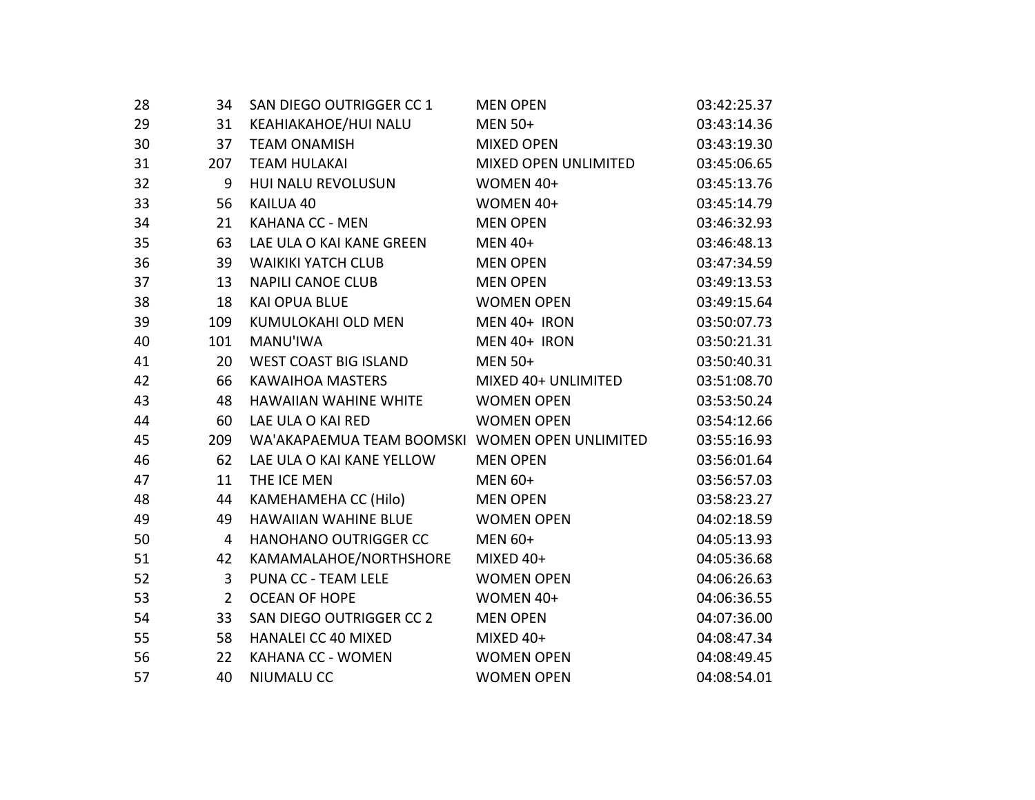| | | | | |
|---|---|---|---|---|
| 28 | 34 | SAN DIEGO OUTRIGGER CC 1 | MEN OPEN | 03:42:25.37 |
| 29 | 31 | KEAHIAKAHOE/HUI NALU | MEN 50+ | 03:43:14.36 |
| 30 | 37 | TEAM ONAMISH | MIXED OPEN | 03:43:19.30 |
| 31 | 207 | TEAM HULAKAI | MIXED OPEN UNLIMITED | 03:45:06.65 |
| 32 | 9 | HUI NALU REVOLUSUN | WOMEN 40+ | 03:45:13.76 |
| 33 | 56 | KAILUA 40 | WOMEN 40+ | 03:45:14.79 |
| 34 | 21 | KAHANA CC - MEN | MEN OPEN | 03:46:32.93 |
| 35 | 63 | LAE ULA O KAI KANE GREEN | MEN 40+ | 03:46:48.13 |
| 36 | 39 | WAIKIKI YATCH CLUB | MEN OPEN | 03:47:34.59 |
| 37 | 13 | NAPILI CANOE CLUB | MEN OPEN | 03:49:13.53 |
| 38 | 18 | KAI OPUA BLUE | WOMEN OPEN | 03:49:15.64 |
| 39 | 109 | KUMULOKAHI OLD MEN | MEN 40+ IRON | 03:50:07.73 |
| 40 | 101 | MANU'IWA | MEN 40+ IRON | 03:50:21.31 |
| 41 | 20 | WEST COAST BIG ISLAND | MEN 50+ | 03:50:40.31 |
| 42 | 66 | KAWAIHOA MASTERS | MIXED 40+ UNLIMITED | 03:51:08.70 |
| 43 | 48 | HAWAIIAN WAHINE WHITE | WOMEN OPEN | 03:53:50.24 |
| 44 | 60 | LAE ULA O KAI RED | WOMEN OPEN | 03:54:12.66 |
| 45 | 209 | WA'AKAPAEMUA TEAM BOOMSKI | WOMEN OPEN UNLIMITED | 03:55:16.93 |
| 46 | 62 | LAE ULA O KAI KANE YELLOW | MEN OPEN | 03:56:01.64 |
| 47 | 11 | THE ICE MEN | MEN 60+ | 03:56:57.03 |
| 48 | 44 | KAMEHAMEHA CC (Hilo) | MEN OPEN | 03:58:23.27 |
| 49 | 49 | HAWAIIAN WAHINE BLUE | WOMEN OPEN | 04:02:18.59 |
| 50 | 4 | HANOHANO OUTRIGGER CC | MEN 60+ | 04:05:13.93 |
| 51 | 42 | KAMAMALAHOE/NORTHSHORE | MIXED 40+ | 04:05:36.68 |
| 52 | 3 | PUNA CC - TEAM LELE | WOMEN OPEN | 04:06:26.63 |
| 53 | 2 | OCEAN OF HOPE | WOMEN 40+ | 04:06:36.55 |
| 54 | 33 | SAN DIEGO OUTRIGGER CC 2 | MEN OPEN | 04:07:36.00 |
| 55 | 58 | HANALEI CC 40 MIXED | MIXED 40+ | 04:08:47.34 |
| 56 | 22 | KAHANA CC - WOMEN | WOMEN OPEN | 04:08:49.45 |
| 57 | 40 | NIUMALU CC | WOMEN OPEN | 04:08:54.01 |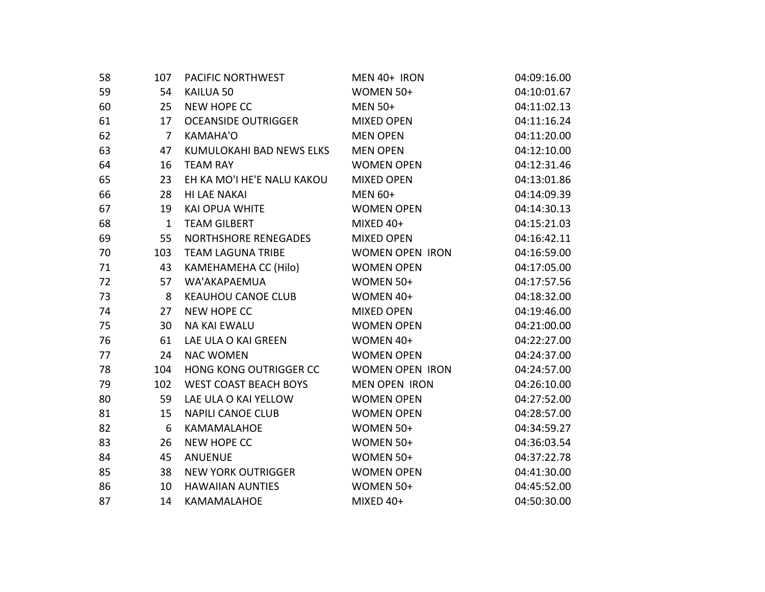| | | | | |
|---|---|---|---|---|
| 58 | 107 | PACIFIC NORTHWEST | MEN 40+ IRON | 04:09:16.00 |
| 59 | 54 | KAILUA 50 | WOMEN 50+ | 04:10:01.67 |
| 60 | 25 | NEW HOPE CC | MEN 50+ | 04:11:02.13 |
| 61 | 17 | OCEANSIDE OUTRIGGER | MIXED OPEN | 04:11:16.24 |
| 62 | 7 | KAMAHA'O | MEN OPEN | 04:11:20.00 |
| 63 | 47 | KUMULOKAHI BAD NEWS ELKS | MEN OPEN | 04:12:10.00 |
| 64 | 16 | TEAM RAY | WOMEN OPEN | 04:12:31.46 |
| 65 | 23 | EH KA MO'I HE'E NALU KAKOU | MIXED OPEN | 04:13:01.86 |
| 66 | 28 | HI LAE NAKAI | MEN 60+ | 04:14:09.39 |
| 67 | 19 | KAI OPUA WHITE | WOMEN OPEN | 04:14:30.13 |
| 68 | 1 | TEAM GILBERT | MIXED 40+ | 04:15:21.03 |
| 69 | 55 | NORTHSHORE RENEGADES | MIXED OPEN | 04:16:42.11 |
| 70 | 103 | TEAM LAGUNA TRIBE | WOMEN OPEN IRON | 04:16:59.00 |
| 71 | 43 | KAMEHAMEHA CC (Hilo) | WOMEN OPEN | 04:17:05.00 |
| 72 | 57 | WA'AKAPAEMUA | WOMEN 50+ | 04:17:57.56 |
| 73 | 8 | KEAUHOU CANOE CLUB | WOMEN 40+ | 04:18:32.00 |
| 74 | 27 | NEW HOPE CC | MIXED OPEN | 04:19:46.00 |
| 75 | 30 | NA KAI EWALU | WOMEN OPEN | 04:21:00.00 |
| 76 | 61 | LAE ULA O KAI GREEN | WOMEN 40+ | 04:22:27.00 |
| 77 | 24 | NAC WOMEN | WOMEN OPEN | 04:24:37.00 |
| 78 | 104 | HONG KONG OUTRIGGER CC | WOMEN OPEN IRON | 04:24:57.00 |
| 79 | 102 | WEST COAST BEACH BOYS | MEN OPEN IRON | 04:26:10.00 |
| 80 | 59 | LAE ULA O KAI YELLOW | WOMEN OPEN | 04:27:52.00 |
| 81 | 15 | NAPILI CANOE CLUB | WOMEN OPEN | 04:28:57.00 |
| 82 | 6 | KAMAMALAHOE | WOMEN 50+ | 04:34:59.27 |
| 83 | 26 | NEW HOPE CC | WOMEN 50+ | 04:36:03.54 |
| 84 | 45 | ANUENUE | WOMEN 50+ | 04:37:22.78 |
| 85 | 38 | NEW YORK OUTRIGGER | WOMEN OPEN | 04:41:30.00 |
| 86 | 10 | HAWAIIAN AUNTIES | WOMEN 50+ | 04:45:52.00 |
| 87 | 14 | KAMAMALAHOE | MIXED 40+ | 04:50:30.00 |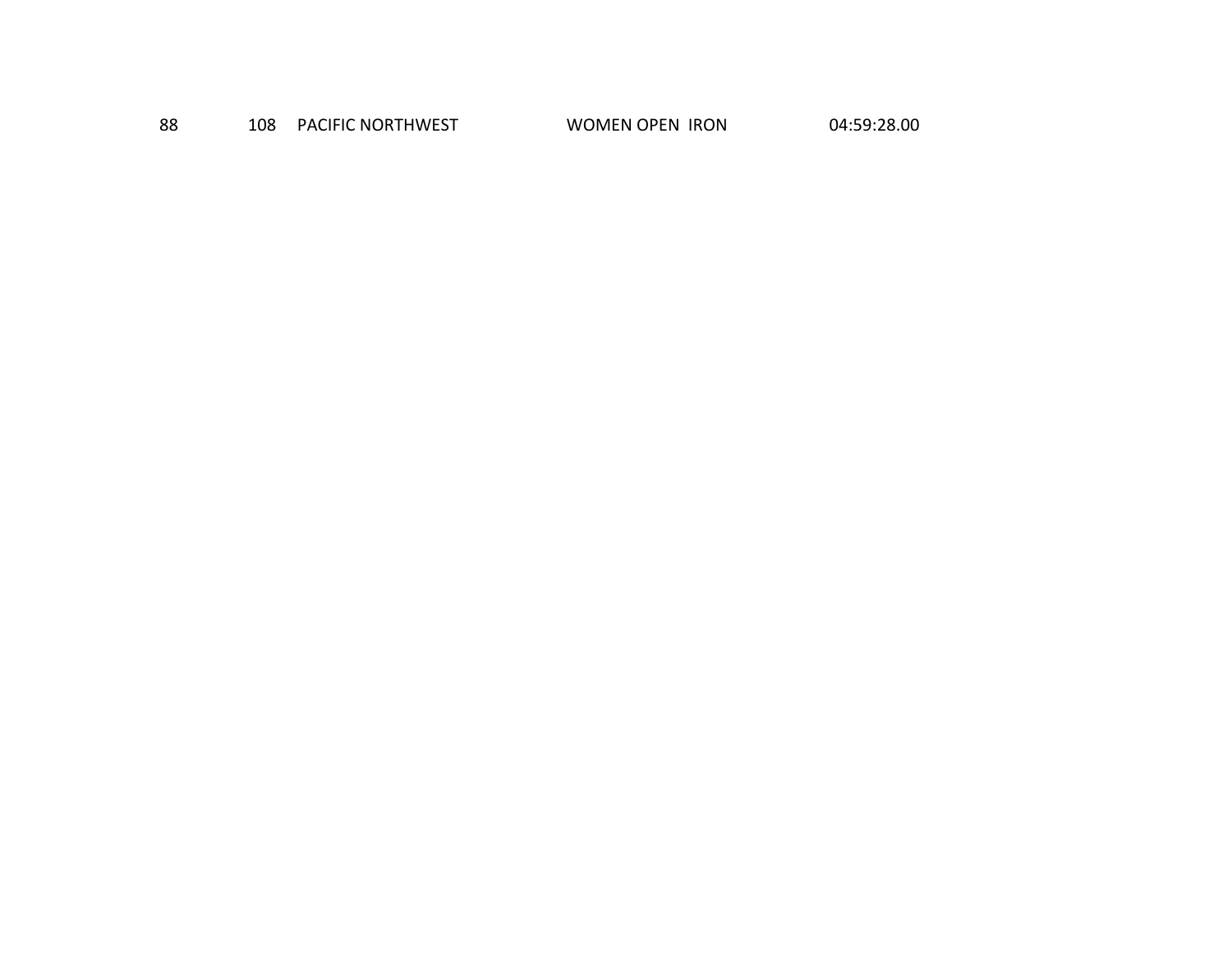| | | | | |
|---|---|---|---|---|
| 88 | 108 | PACIFIC NORTHWEST | WOMEN OPEN IRON | 04:59:28.00 |